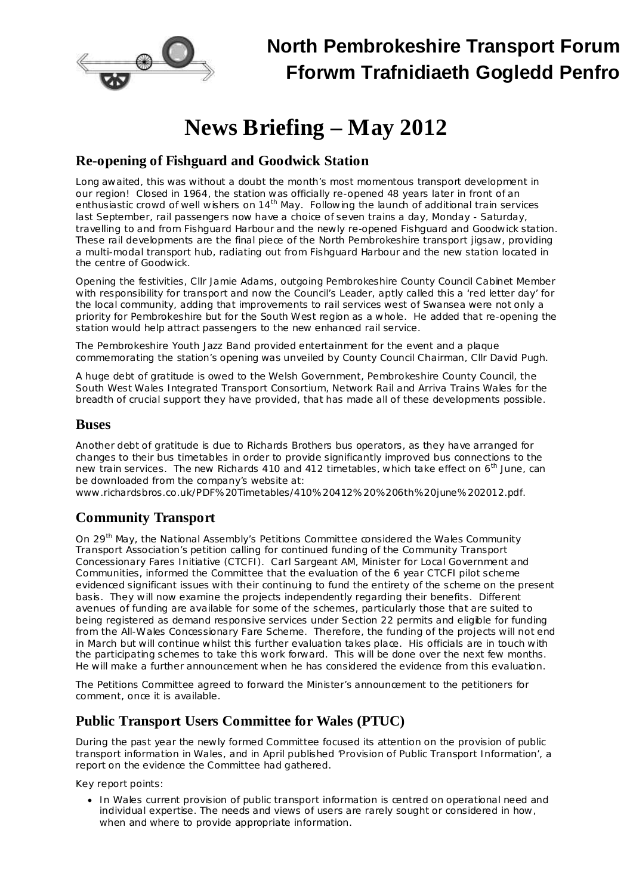# North Pembrokeshire Transport Forum
# Fforwm Trafnidiaeth Gogledd Penfro

# News Briefing – May 2012

## Re-opening of Fishguard and Goodwick Station

Long awaited, this was without a doubt the month's most momentous transport development in our region! Closed in 1964, the station was officially re-opened 48 years later in front of an enthusiastic crowd of well wishers on 14th May. Following the launch of additional train services last September, rail passengers now have a choice of seven trains a day, Monday - Saturday, travelling to and from Fishguard Harbour and the newly re-opened Fishguard and Goodwick station. These rail developments are the final piece of the North Pembrokeshire transport jigsaw, providing a multi-modal transport hub, radiating out from Fishguard Harbour and the new station located in the centre of Goodwick.

Opening the festivities, Cllr Jamie Adams, outgoing Pembrokeshire County Council Cabinet Member with responsibility for transport and now the Council's Leader, aptly called this a 'red letter day' for the local community, adding that improvements to rail services west of Swansea were not only a priority for Pembrokeshire but for the South West region as a whole. He added that re-opening the station would help attract passengers to the new enhanced rail service.

The Pembrokeshire Youth Jazz Band provided entertainment for the event and a plaque commemorating the station's opening was unveiled by County Council Chairman, Cllr David Pugh.

A huge debt of gratitude is owed to the Welsh Government, Pembrokeshire County Council, the South West Wales Integrated Transport Consortium, Network Rail and Arriva Trains Wales for the breadth of crucial support they have provided, that has made all of these developments possible.

## Buses

Another debt of gratitude is due to Richards Brothers bus operators, as they have arranged for changes to their bus timetables in order to provide significantly improved bus connections to the new train services. The new Richards 410 and 412 timetables, which take effect on 6th June, can be downloaded from the company's website at:
www.richardsbros.co.uk/PDF%20Timetables/410%20412%20%206th%20june%202012.pdf.

## Community Transport

On 29th May, the National Assembly's Petitions Committee considered the Wales Community Transport Association's petition calling for continued funding of the Community Transport Concessionary Fares Initiative (CTCFI). Carl Sargeant AM, Minister for Local Government and Communities, informed the Committee that the evaluation of the 6 year CTCFI pilot scheme evidenced significant issues with their continuing to fund the entirety of the scheme on the present basis. They will now examine the projects independently regarding their benefits. Different avenues of funding are available for some of the schemes, particularly those that are suited to being registered as demand responsive services under Section 22 permits and eligible for funding from the All-Wales Concessionary Fare Scheme. Therefore, the funding of the projects will not end in March but will continue whilst this further evaluation takes place. His officials are in touch with the participating schemes to take this work forward. This will be done over the next few months. He will make a further announcement when he has considered the evidence from this evaluation.

The Petitions Committee agreed to forward the Minister's announcement to the petitioners for comment, once it is available.

## Public Transport Users Committee for Wales (PTUC)

During the past year the newly formed Committee focused its attention on the provision of public transport information in Wales, and in April published 'Provision of Public Transport Information', a report on the evidence the Committee had gathered.

Key report points:

- In Wales current provision of public transport information is centred on operational need and individual expertise. The needs and views of users are rarely sought or considered in how, when and where to provide appropriate information.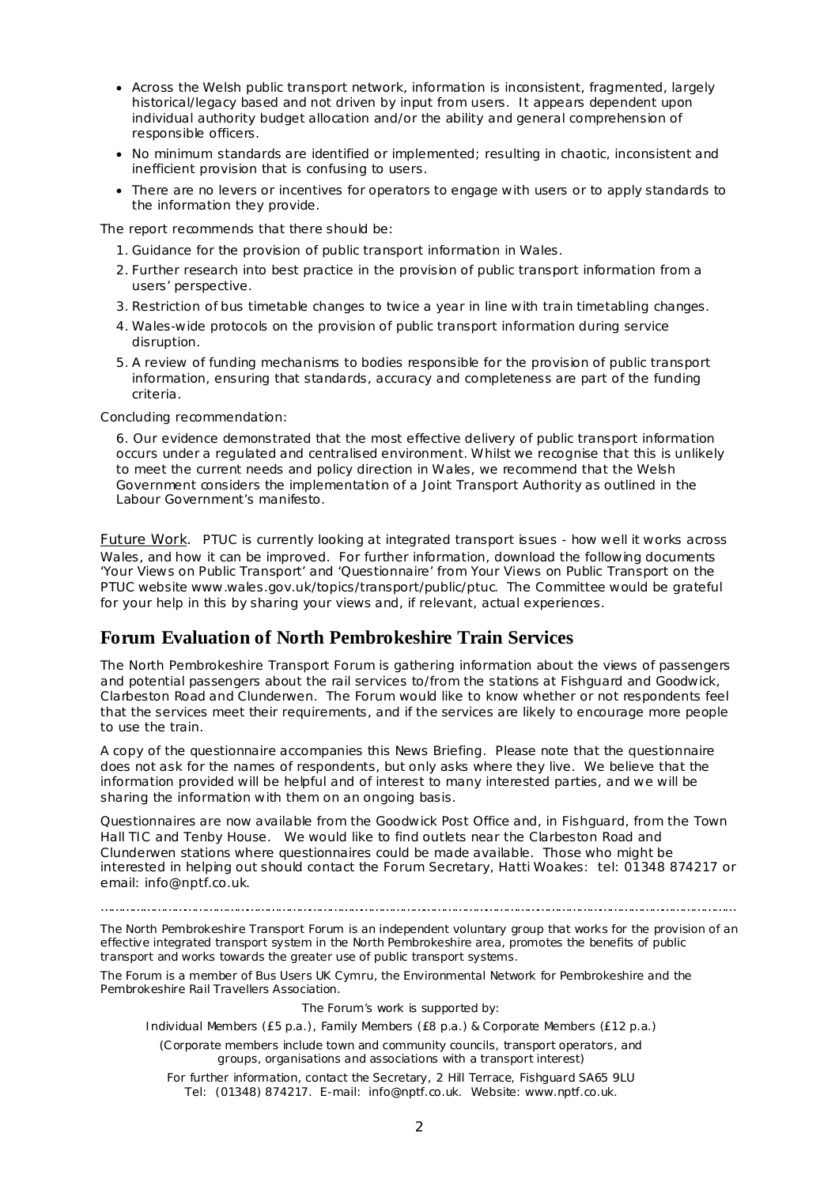- Across the Welsh public transport network, information is inconsistent, fragmented, largely historical/legacy based and not driven by input from users. It appears dependent upon individual authority budget allocation and/or the ability and general comprehension of responsible officers.
- No minimum standards are identified or implemented; resulting in chaotic, inconsistent and inefficient provision that is confusing to users.
- There are no levers or incentives for operators to engage with users or to apply standards to the information they provide.

The report recommends that there should be:

1. Guidance for the provision of public transport information in Wales.
2. Further research into best practice in the provision of public transport information from a users' perspective.
3. Restriction of bus timetable changes to twice a year in line with train timetabling changes.
4. Wales-wide protocols on the provision of public transport information during service disruption.
5. A review of funding mechanisms to bodies responsible for the provision of public transport information, ensuring that standards, accuracy and completeness are part of the funding criteria.

Concluding recommendation:

6. Our evidence demonstrated that the most effective delivery of public transport information occurs under a regulated and centralised environment. Whilst we recognise that this is unlikely to meet the current needs and policy direction in Wales, we recommend that the Welsh Government considers the implementation of a Joint Transport Authority as outlined in the Labour Government's manifesto.

Future Work. PTUC is currently looking at integrated transport issues - how well it works across Wales, and how it can be improved. For further information, download the following documents 'Your Views on Public Transport' and 'Questionnaire' from Your Views on Public Transport on the PTUC website www.wales.gov.uk/topics/transport/public/ptuc. The Committee would be grateful for your help in this by sharing your views and, if relevant, actual experiences.

## Forum Evaluation of North Pembrokeshire Train Services

The North Pembrokeshire Transport Forum is gathering information about the views of passengers and potential passengers about the rail services to/from the stations at Fishguard and Goodwick, Clarbeston Road and Clunderwen. The Forum would like to know whether or not respondents feel that the services meet their requirements, and if the services are likely to encourage more people to use the train.

A copy of the questionnaire accompanies this News Briefing. Please note that the questionnaire does not ask for the names of respondents, but only asks where they live. We believe that the information provided will be helpful and of interest to many interested parties, and we will be sharing the information with them on an ongoing basis.

Questionnaires are now available from the Goodwick Post Office and, in Fishguard, from the Town Hall TIC and Tenby House. We would like to find outlets near the Clarbeston Road and Clunderwen stations where questionnaires could be made available. Those who might be interested in helping out should contact the Forum Secretary, Hatti Woakes: tel: 01348 874217 or email: info@nptf.co.uk.

---

*The North Pembrokeshire Transport Forum is an independent voluntary group that works for the provision of an effective integrated transport system in the North Pembrokeshire area, promotes the benefits of public transport and works towards the greater use of public transport systems.*

*The Forum is a member of Bus Users UK Cymru, the Environmental Network for Pembrokeshire and the Pembrokeshire Rail Travellers Association.*

*The Forum's work is supported by:*

*Individual Members (£5 p.a.), Family Members (£8 p.a.) & Corporate Members (£12 p.a.)*

*(Corporate members include town and community councils, transport operators, and groups, organisations and associations with a transport interest)*

*For further information, contact the Secretary, 2 Hill Terrace, Fishguard SA65 9LU Tel: (01348) 874217. E-mail: info@nptf.co.uk. Website: www.nptf.co.uk.*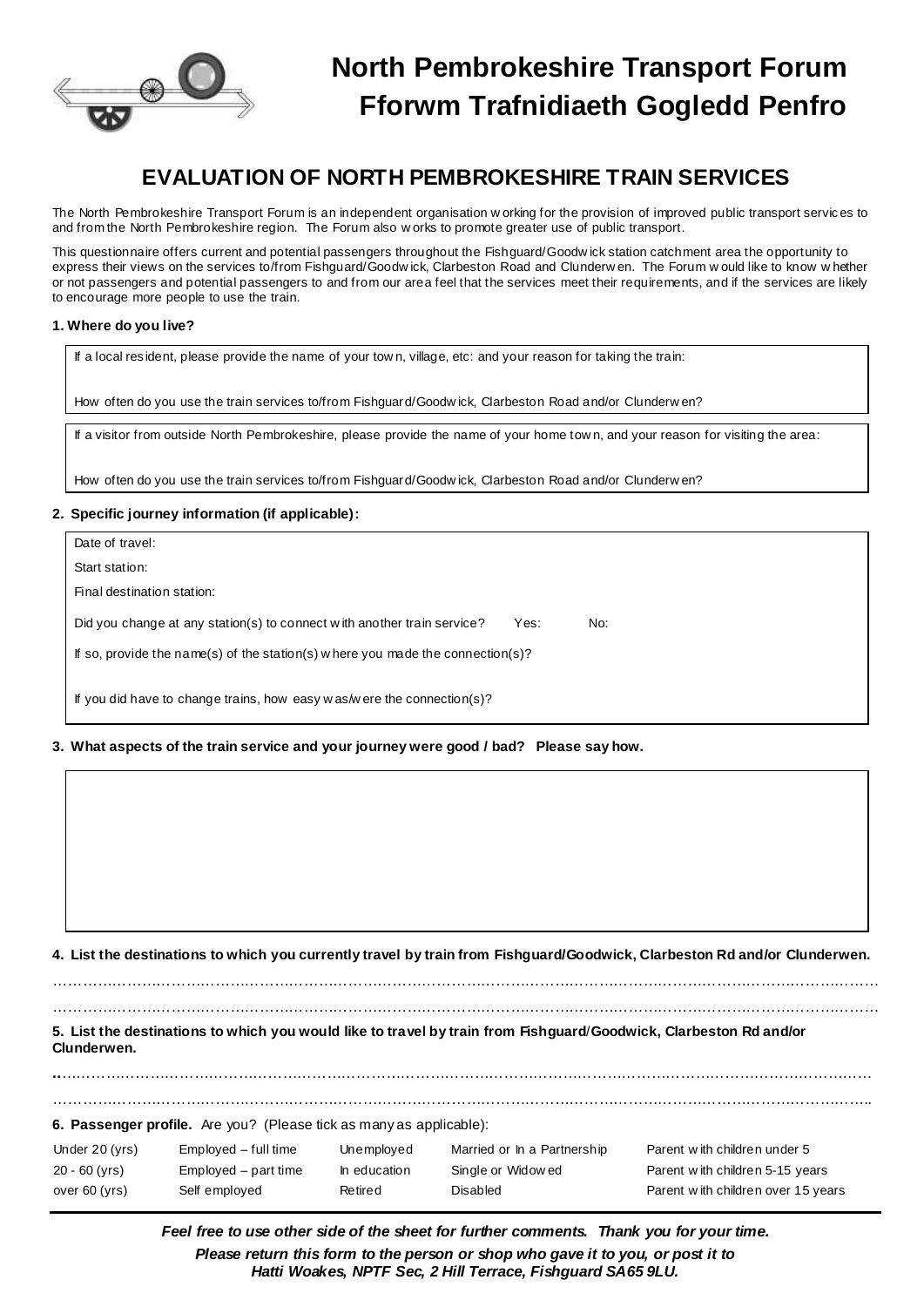# North Pembrokeshire Transport Forum
# Fforwm Trafnidiaeth Gogledd Penfro

## EVALUATION OF NORTH PEMBROKESHIRE TRAIN SERVICES

The North Pembrokeshire Transport Forum is an independent organisation working for the provision of improved public transport services to and from the North Pembrokeshire region. The Forum also works to promote greater use of public transport.

This questionnaire offers current and potential passengers throughout the Fishguard/Goodwick station catchment area the opportunity to express their views on the services to/from Fishguard/Goodwick, Clarbeston Road and Clunderwen. The Forum would like to know whether or not passengers and potential passengers to and from our area feel that the services meet their requirements, and if the services are likely to encourage more people to use the train.

**1. Where do you live?**

If a local resident, please provide the name of your town, village, etc: and your reason for taking the train:

How often do you use the train services to/from Fishguard/Goodwick, Clarbeston Road and/or Clunderwen?

If a visitor from outside North Pembrokeshire, please provide the name of your home town, and your reason for visiting the area:

How often do you use the train services to/from Fishguard/Goodwick, Clarbeston Road and/or Clunderwen?

**2. Specific journey information (if applicable):**

Date of travel:

Start station:

Final destination station:

Did you change at any station(s) to connect with another train service? Yes: No:

If so, provide the name(s) of the station(s) where you made the connection(s)?

If you did have to change trains, how easy was/were the connection(s)?

**3. What aspects of the train service and your journey were good / bad? Please say how.**

**4. List the destinations to which you currently travel by train from Fishguard/Goodwick, Clarbeston Rd and/or Clunderwen.**

……………………………………………………………………………………………………………………………

……………………………………………………………………………………………………………………………

**5. List the destinations to which you would like to travel by train from Fishguard/Goodwick, Clarbeston Rd and/or Clunderwen.**

……………………………………………………………………………………………………………………………

……………………………………………………………………………………………………………………………

**6. Passenger profile.** Are you? (Please tick as many as applicable):

| | | | | |
|---|---|---|---|---|
| Under 20 (yrs) | Employed – full time | Unemployed | Married or In a Partnership | Parent with children under 5 |
| 20 - 60 (yrs) | Employed – part time | In education | Single or Widowed | Parent with children 5-15 years |
| over 60 (yrs) | Self employed | Retired | Disabled | Parent with children over 15 years |

***Feel free to use other side of the sheet for further comments. Thank you for your time.***

***Please return this form to the person or shop who gave it to you, or post it to Hatti Woakes, NPTF Sec, 2 Hill Terrace, Fishguard SA65 9LU.***